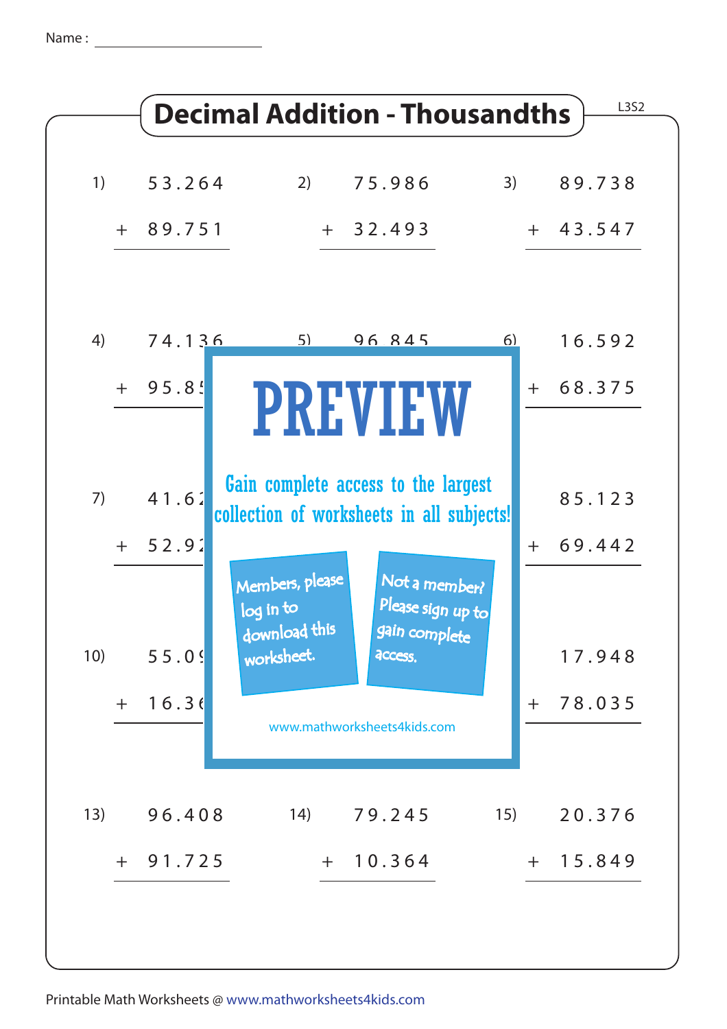Name : ____________________

# Decimal Addition - Thousandths

L3S2

1) $53.264 + 89.751$

2) $75.986 + 32.493$

3) $89.738 + 43.547$

4) $74.136 + 95.85$

5) $96.845$

6) $16.592 + 68.375$

7) $41.62 + 52.92$

9) $85.123 + 69.442$

10) $55.09 + 16.36$

12) $17.948 + 78.035$

13) $96.408 + 91.725$

14) $79.245 + 10.364$

15) $20.376 + 15.849$

PREVIEW

Gain complete access to the largest collection of worksheets in all subjects!

Members, please log in to download this worksheet.

Not a member? Please sign up to gain complete access.

www.mathworksheets4kids.com

Printable Math Worksheets @ www.mathworksheets4kids.com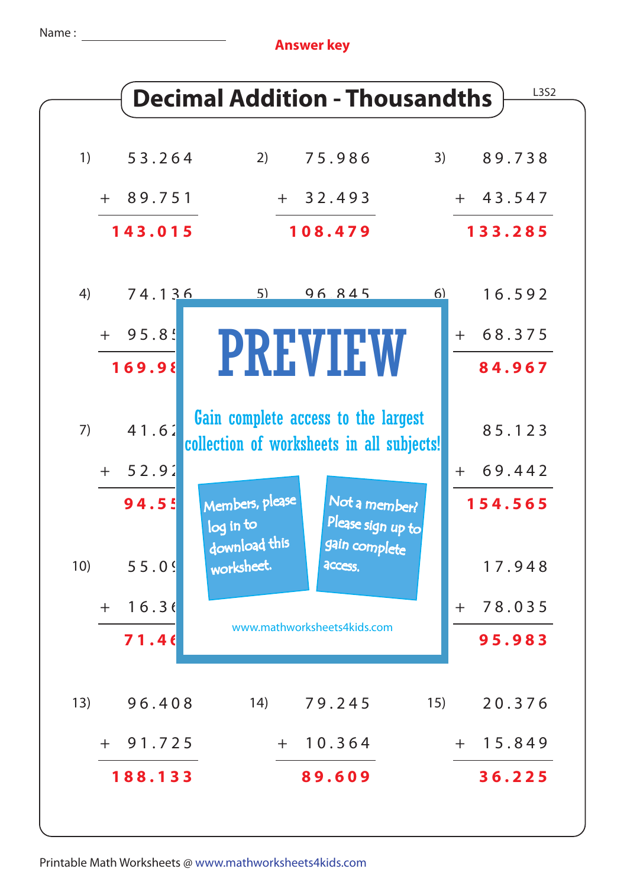Name :

**Answer key**

# Decimal Addition - Thousandths

L3S2

1) $53.264 + 89.751 = $ **143.015**

2) $75.986 + 32.493 = $ **108.479**

3) $89.738 + 43.547 = $ **133.285**

4) $74.13 + 95.8 = $ **169.98**

5) $96.845$

6) $16.592 + 68.375 = $ **84.967**

7) $41.6 + 52.9 = $ **94.5**

9) $85.123 + 69.442 = $ **154.565**

10) $55.0 + 16.3 = $ **71.4**

12) $17.948 + 78.035 = $ **95.983**

13) $96.408 + 91.725 = $ **188.133**

14) $79.245 + 10.364 = $ **89.609**

15) $20.376 + 15.849 = $ **36.225**

PREVIEW

Gain complete access to the largest collection of worksheets in all subjects!

Members, please log in to download this worksheet.

Not a member? Please sign up to gain complete access.

www.mathworksheets4kids.com

Printable Math Worksheets @ www.mathworksheets4kids.com